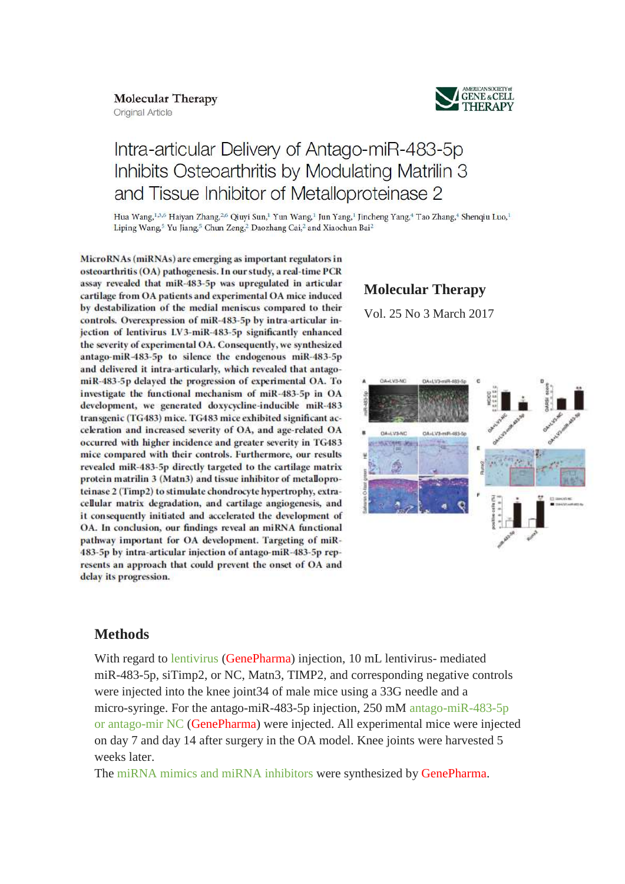Molecular Therapy
Original Article

AMERICAN SOCIETY of GENE & CELL THERAPY

# Intra-articular Delivery of Antago-miR-483-5p Inhibits Osteoarthritis by Modulating Matrilin 3 and Tissue Inhibitor of Metalloproteinase 2

Hua Wang,[1,3,6] Haiyan Zhang,[2,6] Qiuyi Sun,[1] Yun Wang,[1] Jun Yang,[1] Jincheng Yang,[4] Tao Zhang,[4] Shenqiu Luo,[1] Liping Wang,[5] Yu Jiang,[5] Chun Zeng,[2] Daozhang Cai,[2] and Xiaochun Bai[2]

**MicroRNAs (miRNAs) are emerging as important regulators in osteoarthritis (OA) pathogenesis. In our study, a real-time PCR assay revealed that miR-483-5p was upregulated in articular cartilage from OA patients and experimental OA mice induced by destabilization of the medial meniscus compared to their controls. Overexpression of miR-483-5p by intra-articular injection of lentivirus LV3-miR-483-5p significantly enhanced the severity of experimental OA. Consequently, we synthesized antago-miR-483-5p to silence the endogenous miR-483-5p and delivered it intra-articularly, which revealed that antago-miR-483-5p delayed the progression of experimental OA. To investigate the functional mechanism of miR-483-5p in OA development, we generated doxycycline-inducible miR-483 transgenic (TG483) mice. TG483 mice exhibited significant acceleration and increased severity of OA, and age-related OA occurred with higher incidence and greater severity in TG483 mice compared with their controls. Furthermore, our results revealed miR-483-5p directly targeted to the cartilage matrix protein matrilin 3 (Matn3) and tissue inhibitor of metalloproteinase 2 (Timp2) to stimulate chondrocyte hypertrophy, extracellular matrix degradation, and cartilage angiogenesis, and it consequently initiated and accelerated the development of OA. In conclusion, our findings reveal an miRNA functional pathway important for OA development. Targeting of miR-483-5p by intra-articular injection of antago-miR-483-5p represents an approach that could prevent the onset of OA and delay its progression.**

**Molecular Therapy**

Vol. 25 No 3 March 2017

## Methods

With regard to lentivirus (GenePharma) injection, 10 mL lentivirus- mediated miR-483-5p, siTimp2, or NC, Matn3, TIMP2, and corresponding negative controls were injected into the knee joint34 of male mice using a 33G needle and a micro-syringe. For the antago-miR-483-5p injection, 250 mM antago-miR-483-5p or antago-mir NC (GenePharma) were injected. All experimental mice were injected on day 7 and day 14 after surgery in the OA model. Knee joints were harvested 5 weeks later.

The miRNA mimics and miRNA inhibitors were synthesized by GenePharma.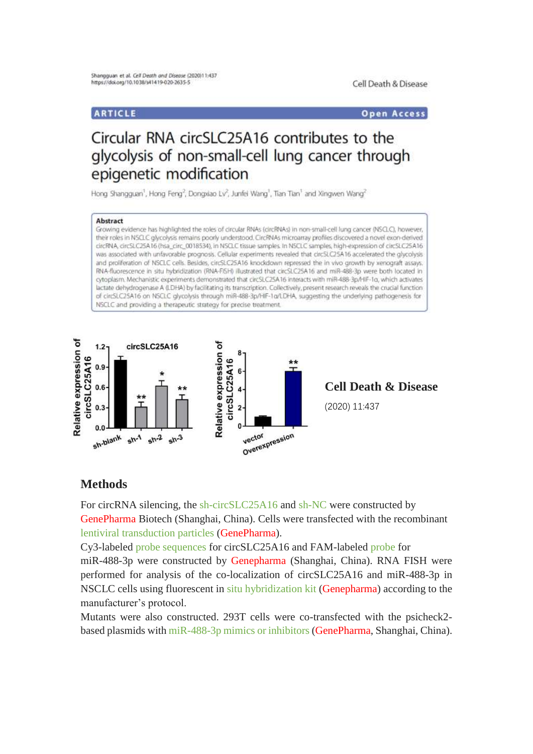Shangguan et al. *Cell Death and Disease* (2020) 11:437
https://doi.org/10.1038/s41419-020-2635-5

Cell Death & Disease

ARTICLE | Open Access

# Circular RNA circSLC25A16 contributes to the glycolysis of non-small-cell lung cancer through epigenetic modification

Hong Shangguan[1], Hong Feng[2], Dongxiao Lv[2], Junfei Wang[1], Tian Tian[1] and Xingwen Wang[2]

## Abstract

Growing evidence has highlighted the roles of circular RNAs (circRNAs) in non-small-cell lung cancer (NSCLC), however, their roles in NSCLC glycolysis remains poorly understood. CircRNAs microarray profiles discovered a novel exon-derived circRNA, circSLC25A16 (hsa_circ_0018534), in NSCLC tissue samples. In NSCLC samples, high-expression of circSLC25A16 was associated with unfavorable prognosis. Cellular experiments revealed that circSLC25A16 accelerated the glycolysis and proliferation of NSCLC cells. Besides, circSLC25A16 knockdown repressed the in vivo growth by xenograft assays. RNA-fluorescence in situ hybridization (RNA-FISH) illustrated that circSLC25A16 and miR-488-3p were both located in cytoplasm. Mechanistic experiments demonstrated that circSLC25A16 interacts with miR-488-3p/HIF-1α, which activates lactate dehydrogenase A (LDHA) by facilitating its transcription. Collectively, present research reveals the crucial function of circSLC25A16 on NSCLC glycolysis through miR-488-3p/HIF-1α/LDHA, suggesting the underlying pathogenesis for NSCLC and providing a therapeutic strategy for precise treatment.

**Cell Death & Disease**

(2020) 11:437

## Methods

For circRNA silencing, the sh-circSLC25A16 and sh-NC were constructed by GenePharma Biotech (Shanghai, China). Cells were transfected with the recombinant lentiviral transduction particles (GenePharma).
Cy3-labeled probe sequences for circSLC25A16 and FAM-labeled probe for miR-488-3p were constructed by Genepharma (Shanghai, China). RNA FISH were performed for analysis of the co-localization of circSLC25A16 and miR-488-3p in NSCLC cells using fluorescent in situ hybridization kit (Genepharma) according to the manufacturer's protocol.
Mutants were also constructed. 293T cells were co-transfected with the psicheck2-based plasmids with miR-488-3p mimics or inhibitors (GenePharma, Shanghai, China).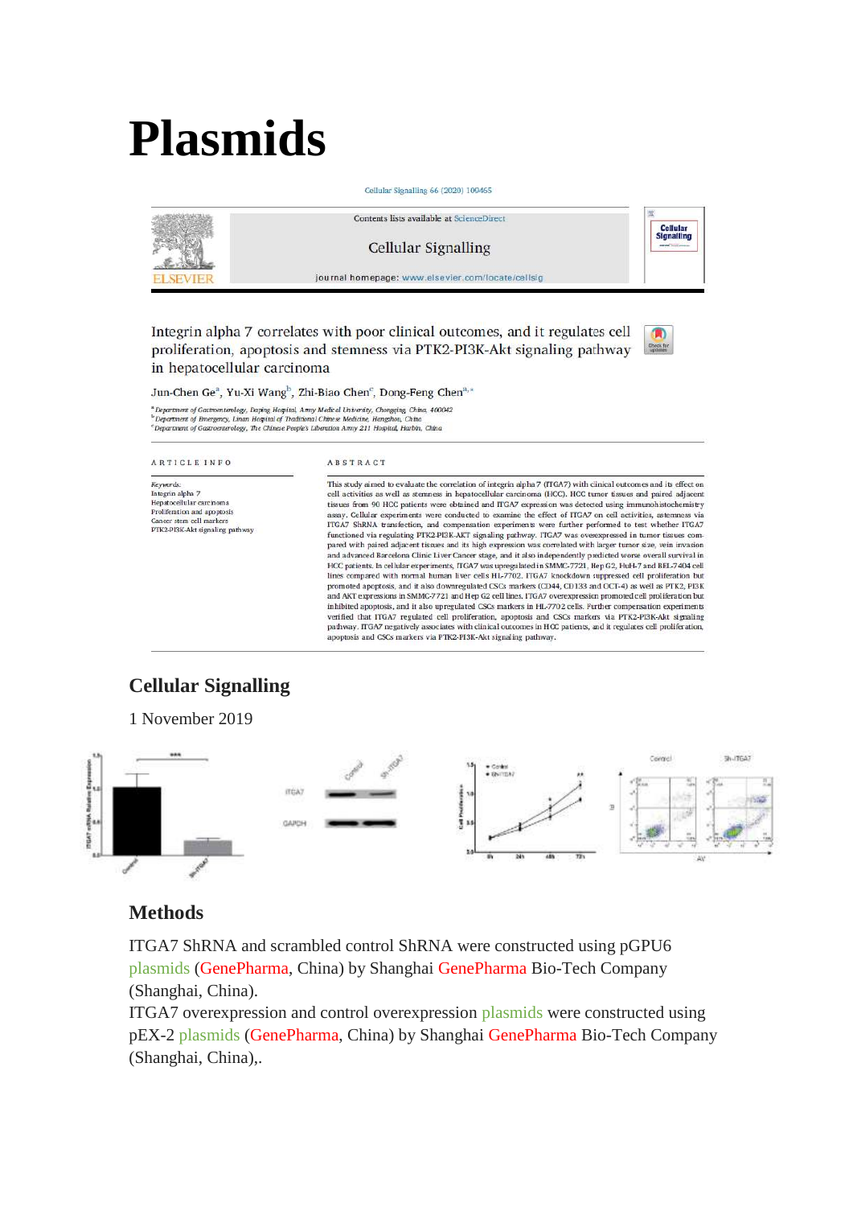# Plasmids

Cellular Signalling 66 (2020) 109465

Contents lists available at ScienceDirect

Cellular Signalling

journal homepage: www.elsevier.com/locate/cellsig

Integrin alpha 7 correlates with poor clinical outcomes, and it regulates cell proliferation, apoptosis and stemness via PTK2-PI3K-Akt signaling pathway in hepatocellular carcinoma

Jun-Chen Ge[a], Yu-Xi Wang[b], Zhi-Biao Chen[c], Dong-Feng Chen[a,*]

[a] Department of Gastroenterology, Daping Hospital, Army Medical University, Chongqing, China, 400042
[b] Department of Emergency, Linan Hospital of Traditional Chinese Medicine, Hangzhou, China
[c] Department of Gastroenterology, The Chinese People's Liberation Army 211 Hospital, Harbin, China

ARTICLE INFO

*Keywords:*
Integrin alpha 7
Hepatocellular carcinoma
Proliferation and apoptosis
Cancer stem cell markers
PTK2-PI3K-Akt signaling pathway

ABSTRACT

This study aimed to evaluate the correlation of integrin alpha 7 (ITGA7) with clinical outcomes and its effect on cell activities as well as stemness in hepatocellular carcinoma (HCC). HCC tumor tissues and paired adjacent tissues from 90 HCC patients were obtained and ITGA7 expression was detected using immunohistochemistry assay. Cellular experiments were conducted to examine the effect of ITGA7 on cell activities, stemness via ITGA7 ShRNA transfection, and compensation experiments were further performed to test whether ITGA7 functioned via regulating PTK2-PI3K-AKT signaling pathway. ITGA7 was overexpressed in tumor tissues compared with paired adjacent tissues and its high expression was correlated with larger tumor size, vein invasion and advanced Barcelona Clinic Liver Cancer stage, and it also independently predicted worse overall survival in HCC patients. In cellular experiments, ITGA7 was upregulated in SMMC-7721, Hep G2, HuH-7 and BEL-7404 cell lines compared with normal human liver cells HL-7702. ITGA7 knockdown suppressed cell proliferation but promoted apoptosis, and it also downregulated CSCs markers (CD44, CD133 and OCT-4) as well as PTK2, PI3K and AKT expressions in SMMC-7721 and Hep G2 cell lines. ITGA7 overexpression promoted cell proliferation but inhibited apoptosis, and it also upregulated CSCs markers in HL-7702 cells. Further compensation experiments verified that ITGA7 regulated cell proliferation, apoptosis and CSCs markers via PTK2-PI3K-Akt signaling pathway. ITGA7 negatively associates with clinical outcomes in HCC patients, and it regulates cell proliferation, apoptosis and CSCs markers via PTK2-PI3K-Akt signaling pathway.

## Cellular Signalling

1 November 2019

## Methods

ITGA7 ShRNA and scrambled control ShRNA were constructed using pGPU6 plasmids (GenePharma, China) by Shanghai GenePharma Bio-Tech Company (Shanghai, China).
ITGA7 overexpression and control overexpression plasmids were constructed using pEX-2 plasmids (GenePharma, China) by Shanghai GenePharma Bio-Tech Company (Shanghai, China),.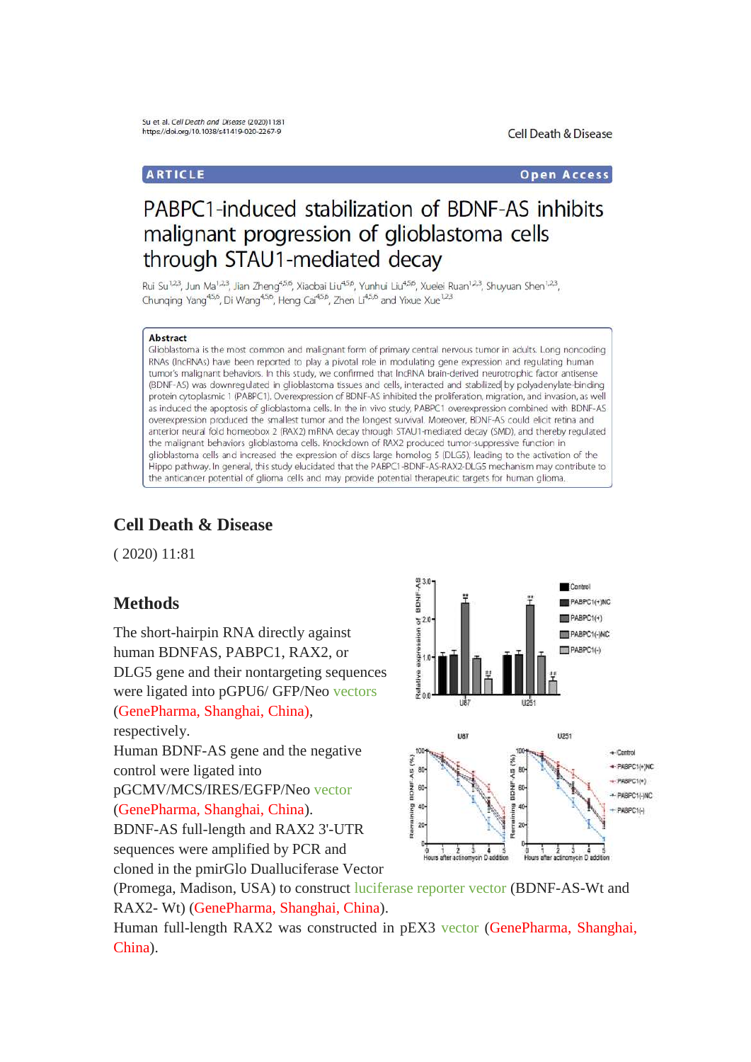Su et al. *Cell Death and Disease* (2020) 11:81
https://doi.org/10.1038/s41419-020-2267-9

Cell Death & Disease

ARTICLE Open Access

# PABPC1-induced stabilization of BDNF-AS inhibits malignant progression of glioblastoma cells through STAU1-mediated decay

Rui Su[1,2,3], Jun Ma[1,2,3], Jian Zheng[4,5,6], Xiaobai Liu[4,5,6], Yunhui Liu[4,5,6], Xuelei Ruan[1,2,3], Shuyuan Shen[1,2,3], Chunqing Yang[4,5,6], Di Wang[4,5,6], Heng Cai[4,5,6], Zhen Li[4,5,6] and Yixue Xue[1,2,3]

**Abstract**

Glioblastoma is the most common and malignant form of primary central nervous tumor in adults. Long noncoding RNAs (lncRNAs) have been reported to play a pivotal role in modulating gene expression and regulating human tumor's malignant behaviors. In this study, we confirmed that lncRNA brain-derived neurotrophic factor antisense (BDNF-AS) was downregulated in glioblastoma tissues and cells, interacted and stabilized by polyadenylate-binding protein cytoplasmic 1 (PABPC1). Overexpression of BDNF-AS inhibited the proliferation, migration, and invasion, as well as induced the apoptosis of glioblastoma cells. In the in vivo study, PABPC1 overexpression combined with BDNF-AS overexpression produced the smallest tumor and the longest survival. Moreover, BDNF-AS could elicit retina and anterior neural fold homeobox 2 (RAX2) mRNA decay through STAU1-mediated decay (SMD), and thereby regulated the malignant behaviors glioblastoma cells. Knockdown of RAX2 produced tumor-suppressive function in glioblastoma cells and increased the expression of discs large homolog 5 (DLG5), leading to the activation of the Hippo pathway. In general, this study elucidated that the PABPC1-BDNF-AS-RAX2-DLG5 mechanism may contribute to the anticancer potential of glioma cells and may provide potential therapeutic targets for human glioma.

## Cell Death & Disease

( 2020) 11:81

## Methods

The short-hairpin RNA directly against human BDNFAS, PABPC1, RAX2, or DLG5 gene and their nontargeting sequences were ligated into pGPU6/ GFP/Neo vectors (GenePharma, Shanghai, China), respectively.

Human BDNF-AS gene and the negative control were ligated into pGCMV/MCS/IRES/EGFP/Neo vector (GenePharma, Shanghai, China).

BDNF-AS full-length and RAX2 3'-UTR sequences were amplified by PCR and cloned in the pmirGlo Dualluciferase Vector (Promega, Madison, USA) to construct luciferase reporter vector (BDNF-AS-Wt and RAX2- Wt) (GenePharma, Shanghai, China).

Human full-length RAX2 was constructed in pEX3 vector (GenePharma, Shanghai, China).

Relative expression of BDNF-AS
3.0
2.0
1.0
0.0
U87
U251
Control
PABPC1(+)NC
PABPC1(+)
PABPC1(-)NC
PABPC1(-)

U87
U251
Remaining BDNF-AS (%)
100
80
60
40
20
0
0 1 2 3 4 5
Hours after actinomycin D addition
Control
PABPC1(+)NC
PABPC1(+)
PABPC1(-)NC
PABPC1(-)